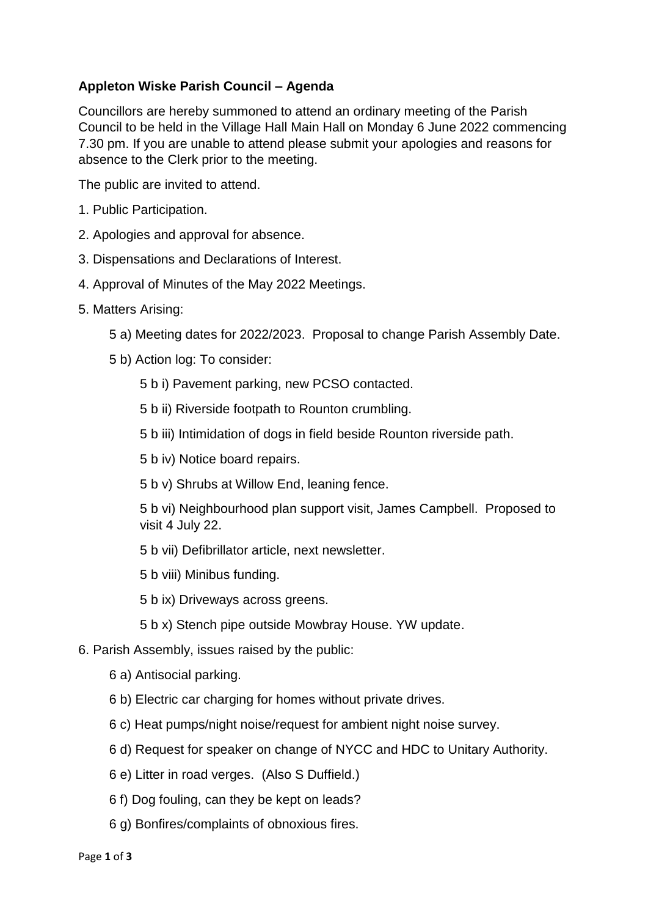**Appleton Wiske Parish Council – Agenda**

Councillors are hereby summoned to attend an ordinary meeting of the Parish Council to be held in the Village Hall Main Hall on Monday 6 June 2022 commencing 7.30 pm. If you are unable to attend please submit your apologies and reasons for absence to the Clerk prior to the meeting.

The public are invited to attend.

1. Public Participation.
2. Apologies and approval for absence.
3. Dispensations and Declarations of Interest.
4. Approval of Minutes of the May 2022 Meetings.
5. Matters Arising:
    - 5 a) Meeting dates for 2022/2023. Proposal to change Parish Assembly Date.
    - 5 b) Action log: To consider:
        - 5 b i) Pavement parking, new PCSO contacted.
        - 5 b ii) Riverside footpath to Rounton crumbling.
        - 5 b iii) Intimidation of dogs in field beside Rounton riverside path.
        - 5 b iv) Notice board repairs.
        - 5 b v) Shrubs at Willow End, leaning fence.
        - 5 b vi) Neighbourhood plan support visit, James Campbell. Proposed to visit 4 July 22.
        - 5 b vii) Defibrillator article, next newsletter.
        - 5 b viii) Minibus funding.
        - 5 b ix) Driveways across greens.
        - 5 b x) Stench pipe outside Mowbray House. YW update.
6. Parish Assembly, issues raised by the public:
    - 6 a) Antisocial parking.
    - 6 b) Electric car charging for homes without private drives.
    - 6 c) Heat pumps/night noise/request for ambient night noise survey.
    - 6 d) Request for speaker on change of NYCC and HDC to Unitary Authority.
    - 6 e) Litter in road verges. (Also S Duffield.)
    - 6 f) Dog fouling, can they be kept on leads?
    - 6 g) Bonfires/complaints of obnoxious fires.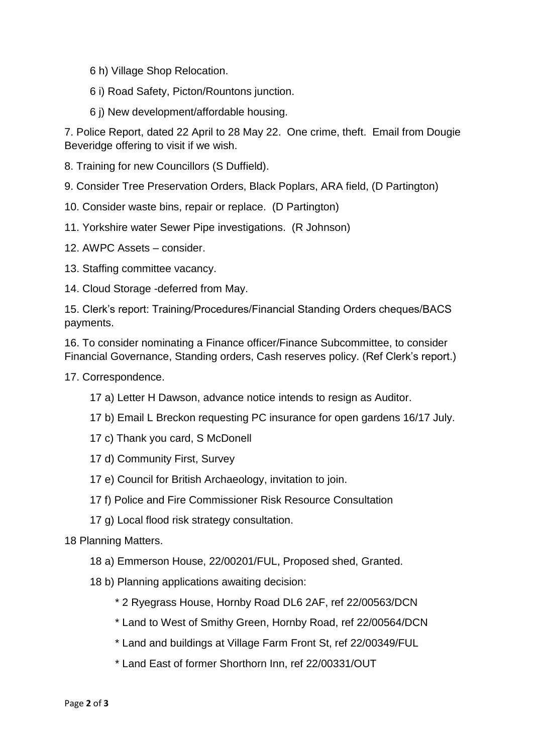6 h) Village Shop Relocation.

6 i) Road Safety, Picton/Rountons junction.

6 j) New development/affordable housing.

7. Police Report, dated 22 April to 28 May 22. One crime, theft. Email from Dougie Beveridge offering to visit if we wish.

8. Training for new Councillors (S Duffield).

9. Consider Tree Preservation Orders, Black Poplars, ARA field, (D Partington)

10. Consider waste bins, repair or replace. (D Partington)

11. Yorkshire water Sewer Pipe investigations. (R Johnson)

12. AWPC Assets – consider.

13. Staffing committee vacancy.

14. Cloud Storage -deferred from May.

15. Clerk's report: Training/Procedures/Financial Standing Orders cheques/BACS payments.

16. To consider nominating a Finance officer/Finance Subcommittee, to consider Financial Governance, Standing orders, Cash reserves policy. (Ref Clerk's report.)

17. Correspondence.

17 a) Letter H Dawson, advance notice intends to resign as Auditor.

17 b) Email L Breckon requesting PC insurance for open gardens 16/17 July.

17 c) Thank you card, S McDonell

17 d) Community First, Survey

17 e) Council for British Archaeology, invitation to join.

17 f) Police and Fire Commissioner Risk Resource Consultation

17 g) Local flood risk strategy consultation.

18 Planning Matters.

18 a) Emmerson House, 22/00201/FUL, Proposed shed, Granted.

18 b) Planning applications awaiting decision:

* 2 Ryegrass House, Hornby Road DL6 2AF, ref 22/00563/DCN
* Land to West of Smithy Green, Hornby Road, ref 22/00564/DCN
* Land and buildings at Village Farm Front St, ref 22/00349/FUL
* Land East of former Shorthorn Inn, ref 22/00331/OUT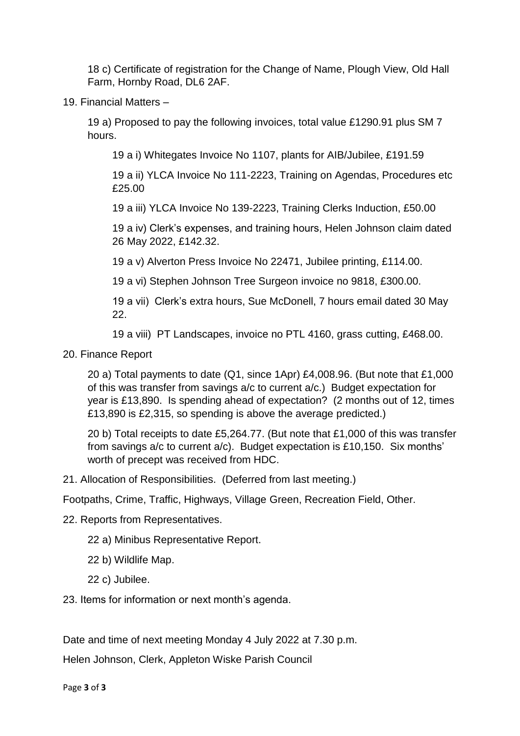18 c) Certificate of registration for the Change of Name, Plough View, Old Hall Farm, Hornby Road, DL6 2AF.

19. Financial Matters –

19 a) Proposed to pay the following invoices, total value £1290.91 plus SM 7 hours.

19 a i) Whitegates Invoice No 1107, plants for AIB/Jubilee, £191.59

19 a ii) YLCA Invoice No 111-2223, Training on Agendas, Procedures etc £25.00

19 a iii) YLCA Invoice No 139-2223, Training Clerks Induction, £50.00

19 a iv) Clerk's expenses, and training hours, Helen Johnson claim dated 26 May 2022, £142.32.

19 a v) Alverton Press Invoice No 22471, Jubilee printing, £114.00.

19 a vi) Stephen Johnson Tree Surgeon invoice no 9818, £300.00.

19 a vii) Clerk's extra hours, Sue McDonell, 7 hours email dated 30 May 22.

19 a viii) PT Landscapes, invoice no PTL 4160, grass cutting, £468.00.

20. Finance Report

20 a) Total payments to date (Q1, since 1Apr) £4,008.96. (But note that £1,000 of this was transfer from savings a/c to current a/c.) Budget expectation for year is £13,890. Is spending ahead of expectation? (2 months out of 12, times £13,890 is £2,315, so spending is above the average predicted.)

20 b) Total receipts to date £5,264.77. (But note that £1,000 of this was transfer from savings a/c to current a/c). Budget expectation is £10,150. Six months' worth of precept was received from HDC.

21. Allocation of Responsibilities. (Deferred from last meeting.)

Footpaths, Crime, Traffic, Highways, Village Green, Recreation Field, Other.

22. Reports from Representatives.

22 a) Minibus Representative Report.

22 b) Wildlife Map.

22 c) Jubilee.

23. Items for information or next month's agenda.

Date and time of next meeting Monday 4 July 2022 at 7.30 p.m.

Helen Johnson, Clerk, Appleton Wiske Parish Council